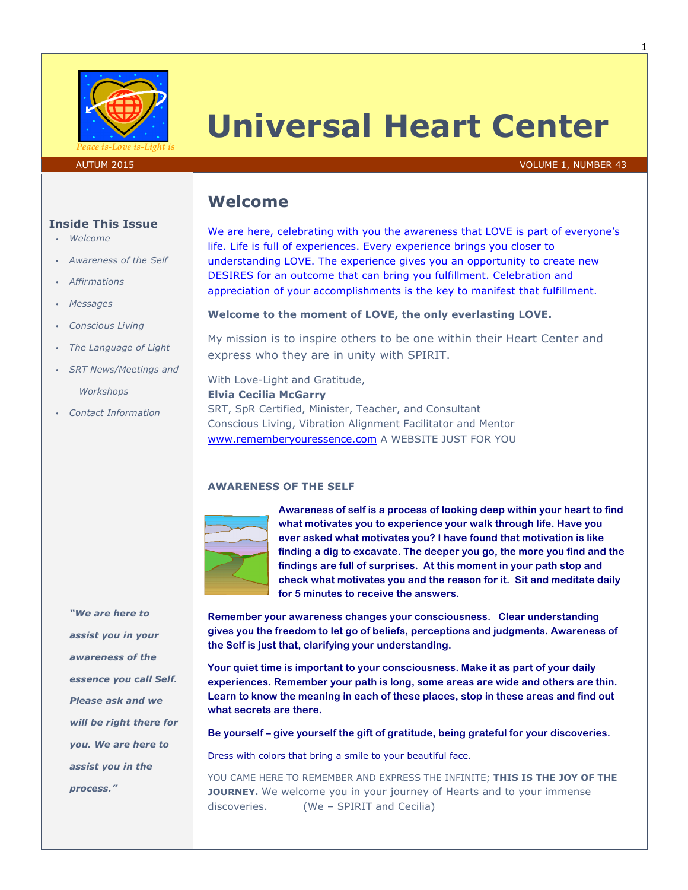Peace is-Love is-Light is

# Universal Heart Center

AUTUM 2015 VOLUME 1, NUMBER 43

## Inside This Issue

- *Welcome*
- *Awareness of the Self*
- *Affirmations*
- *Messages*
- *Conscious Living*
- *The Language of Light*
- *SRT News/Meetings and Workshops*
- *Contact Information*

## Welcome

We are here, celebrating with you the awareness that LOVE is part of everyone's life. Life is full of experiences. Every experience brings you closer to understanding LOVE. The experience gives you an opportunity to create new DESIRES for an outcome that can bring you fulfillment. Celebration and appreciation of your accomplishments is the key to manifest that fulfillment.

**Welcome to the moment of LOVE, the only everlasting LOVE.**

My mission is to inspire others to be one within their Heart Center and express who they are in unity with SPIRIT.

With Love-Light and Gratitude,
**Elvia Cecilia McGarry**
SRT, SpR Certified, Minister, Teacher, and Consultant
Conscious Living, Vibration Alignment Facilitator and Mentor
www.rememberyouressence.com A WEBSITE JUST FOR YOU

### AWARENESS OF THE SELF

**Awareness of self is a process of looking deep within your heart to find what motivates you to experience your walk through life. Have you ever asked what motivates you? I have found that motivation is like finding a dig to excavate. The deeper you go, the more you find and the findings are full of surprises. At this moment in your path stop and check what motivates you and the reason for it. Sit and meditate daily for 5 minutes to receive the answers.**

**Remember your awareness changes your consciousness. Clear understanding gives you the freedom to let go of beliefs, perceptions and judgments. Awareness of the Self is just that, clarifying your understanding.**

**Your quiet time is important to your consciousness. Make it as part of your daily experiences. Remember your path is long, some areas are wide and others are thin. Learn to know the meaning in each of these places, stop in these areas and find out what secrets are there.**

**Be yourself – give yourself the gift of gratitude, being grateful for your discoveries.**

Dress with colors that bring a smile to your beautiful face.

YOU CAME HERE TO REMEMBER AND EXPRESS THE INFINITE; **THIS IS THE JOY OF THE JOURNEY.** We welcome you in your journey of Hearts and to your immense discoveries. (We – SPIRIT and Cecilia)

***"We are here to assist you in your awareness of the essence you call Self. Please ask and we will be right there for you. We are here to assist you in the process."***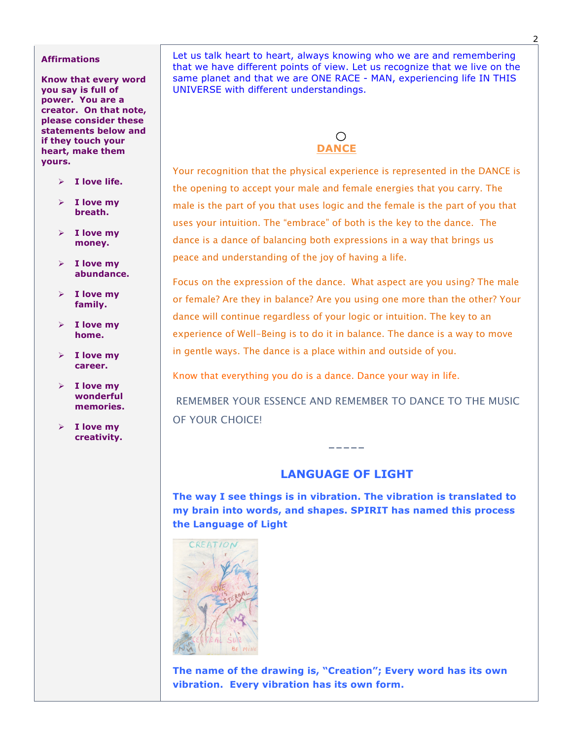**Affirmations**

**Know that every word you say is full of power. You are a creator. On that note, please consider these statements below and if they touch your heart, make them yours.**

- **I love life.**
- **I love my breath.**
- **I love my money.**
- **I love my abundance.**
- **I love my family.**
- **I love my home.**
- **I love my career.**
- **I love my wonderful memories.**
- **I love my creativity.**

Let us talk heart to heart, always knowing who we are and remembering that we have different points of view. Let us recognize that we live on the same planet and that we are ONE RACE - MAN, experiencing life IN THIS UNIVERSE with different understandings.

○

## DANCE

Your recognition that the physical experience is represented in the DANCE is the opening to accept your male and female energies that you carry. The male is the part of you that uses logic and the female is the part of you that uses your intuition. The "embrace" of both is the key to the dance. The dance is a dance of balancing both expressions in a way that brings us peace and understanding of the joy of having a life.

Focus on the expression of the dance. What aspect are you using? The male or female? Are they in balance? Are you using one more than the other? Your dance will continue regardless of your logic or intuition. The key to an experience of Well-Being is to do it in balance. The dance is a way to move in gentle ways. The dance is a place within and outside of you.

Know that everything you do is a dance. Dance your way in life.

REMEMBER YOUR ESSENCE AND REMEMBER TO DANCE TO THE MUSIC OF YOUR CHOICE!

-----

## LANGUAGE OF LIGHT

**The way I see things is in vibration. The vibration is translated to my brain into words, and shapes. SPIRIT has named this process the Language of Light**

**The name of the drawing is, "Creation"; Every word has its own vibration. Every vibration has its own form.**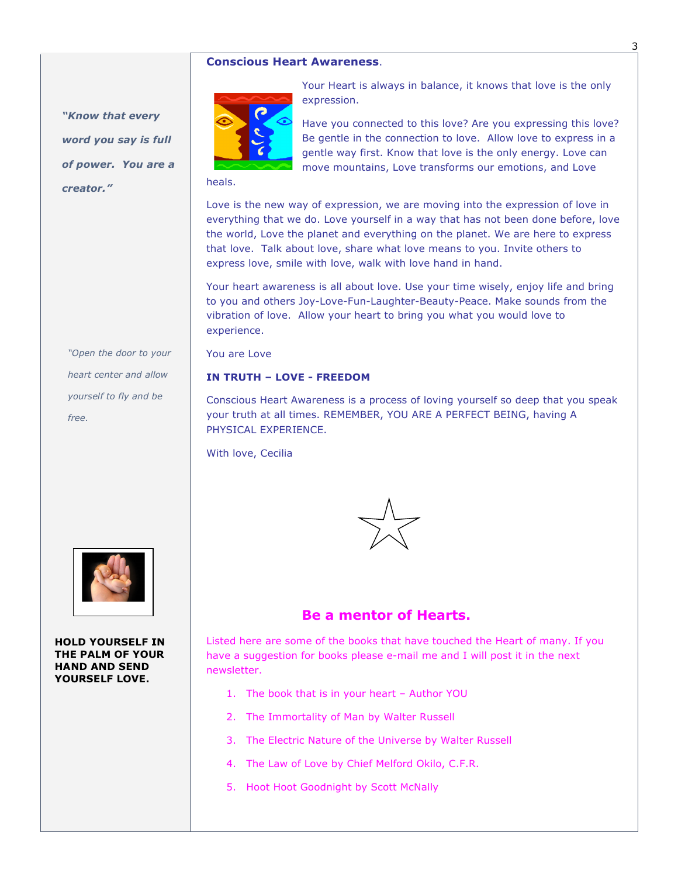## Conscious Heart Awareness.

Your Heart is always in balance, it knows that love is the only expression.

Have you connected to this love? Are you expressing this love? Be gentle in the connection to love. Allow love to express in a gentle way first. Know that love is the only energy. Love can move mountains, Love transforms our emotions, and Love heals.

Love is the new way of expression, we are moving into the expression of love in everything that we do. Love yourself in a way that has not been done before, love the world, Love the planet and everything on the planet. We are here to express that love. Talk about love, share what love means to you. Invite others to express love, smile with love, walk with love hand in hand.

Your heart awareness is all about love. Use your time wisely, enjoy life and bring to you and others Joy-Love-Fun-Laughter-Beauty-Peace. Make sounds from the vibration of love. Allow your heart to bring you what you would love to experience.

You are Love

**IN TRUTH – LOVE - FREEDOM**

Conscious Heart Awareness is a process of loving yourself so deep that you speak your truth at all times. REMEMBER, YOU ARE A PERFECT BEING, having A PHYSICAL EXPERIENCE.

With love, Cecilia

***"Know that every word you say is full of power. You are a creator."***

*"Open the door to your heart center and allow yourself to fly and be free.*

**HOLD YOURSELF IN THE PALM OF YOUR HAND AND SEND YOURSELF LOVE.**

## Be a mentor of Hearts.

Listed here are some of the books that have touched the Heart of many. If you have a suggestion for books please e-mail me and I will post it in the next newsletter.

1. The book that is in your heart – Author YOU
2. The Immortality of Man by Walter Russell
3. The Electric Nature of the Universe by Walter Russell
4. The Law of Love by Chief Melford Okilo, C.F.R.
5. Hoot Hoot Goodnight by Scott McNally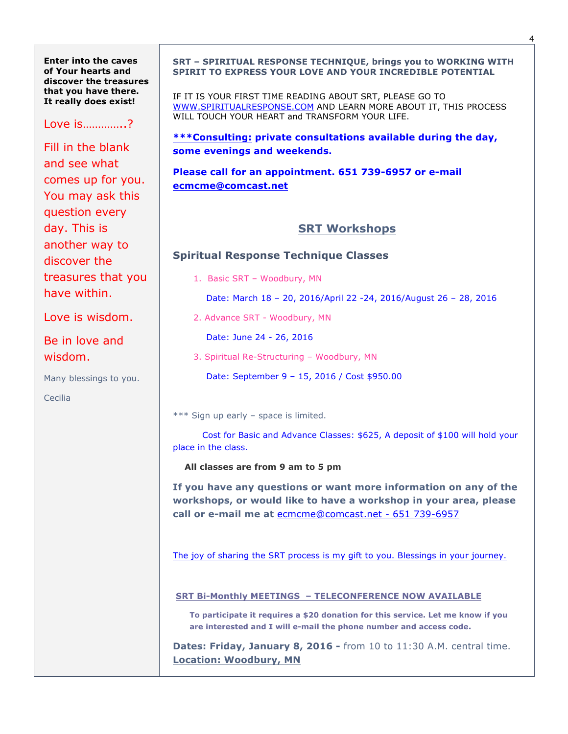**Enter into the caves of Your hearts and discover the treasures that you have there. It really does exist!**

Love is…………..?

Fill in the blank and see what comes up for you. You may ask this question every day. This is another way to discover the treasures that you have within.

Love is wisdom.

Be in love and wisdom.

Many blessings to you.

Cecilia

**SRT – SPIRITUAL RESPONSE TECHNIQUE, brings you to WORKING WITH SPIRIT TO EXPRESS YOUR LOVE AND YOUR INCREDIBLE POTENTIAL**

IF IT IS YOUR FIRST TIME READING ABOUT SRT, PLEASE GO TO WWW.SPIRITUALRESPONSE.COM AND LEARN MORE ABOUT IT, THIS PROCESS WILL TOUCH YOUR HEART and TRANSFORM YOUR LIFE.

**\*\*\*Consulting: private consultations available during the day, some evenings and weekends.**

**Please call for an appointment. 651 739-6957 or e-mail ecmcme@comcast.net**

## SRT Workshops

### Spiritual Response Technique Classes

1. Basic SRT – Woodbury, MN

   Date: March 18 – 20, 2016/April 22 -24, 2016/August 26 – 28, 2016

2. Advance SRT - Woodbury, MN

   Date: June 24 - 26, 2016

3. Spiritual Re-Structuring – Woodbury, MN

   Date: September 9 – 15, 2016 / Cost $950.00

*** Sign up early – space is limited.

Cost for Basic and Advance Classes: $625, A deposit of $100 will hold your place in the class.

**All classes are from 9 am to 5 pm**

**If you have any questions or want more information on any of the workshops, or would like to have a workshop in your area, please call or e-mail me at ecmcme@comcast.net - 651 739-6957**

The joy of sharing the SRT process is my gift to you. Blessings in your journey.

**SRT Bi-Monthly MEETINGS – TELECONFERENCE NOW AVAILABLE**

**To participate it requires a $20 donation for this service. Let me know if you are interested and I will e-mail the phone number and access code.**

**Dates: Friday, January 8, 2016 -** from 10 to 11:30 A.M. central time.
**Location: Woodbury, MN**